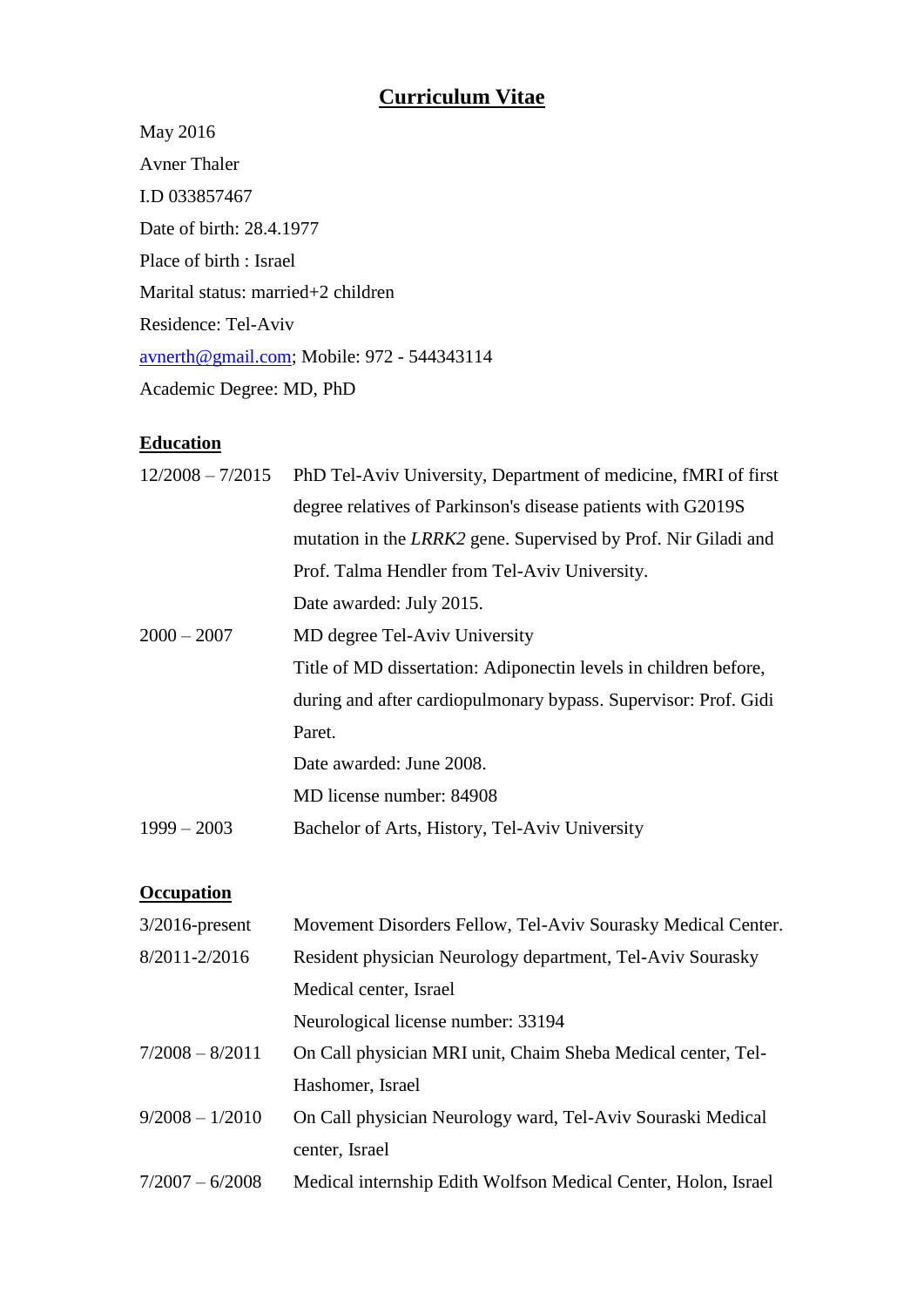# Curriculum Vitae

May 2016

Avner Thaler

I.D 033857467

Date of birth: 28.4.1977

Place of birth : Israel

Marital status: married+2 children

Residence: Tel-Aviv

avnerth@gmail.com; Mobile: 972 - 544343114

Academic Degree: MD, PhD

## Education

| | |
|---|---|
| 12/2008 – 7/2015 | PhD Tel-Aviv University, Department of medicine, fMRI of first degree relatives of Parkinson's disease patients with G2019S mutation in the *LRRK2* gene. Supervised by Prof. Nir Giladi and Prof. Talma Hendler from Tel-Aviv University. Date awarded: July 2015. |
| 2000 – 2007 | MD degree Tel-Aviv University<br>Title of MD dissertation: Adiponectin levels in children before, during and after cardiopulmonary bypass. Supervisor: Prof. Gidi Paret.<br>Date awarded: June 2008.<br>MD license number: 84908 |
| 1999 – 2003 | Bachelor of Arts, History, Tel-Aviv University |

## Occupation

| | |
|---|---|
| 3/2016-present | Movement Disorders Fellow, Tel-Aviv Sourasky Medical Center. |
| 8/2011-2/2016 | Resident physician Neurology department, Tel-Aviv Sourasky Medical center, Israel<br>Neurological license number: 33194 |
| 7/2008 – 8/2011 | On Call physician MRI unit, Chaim Sheba Medical center, Tel-Hashomer, Israel |
| 9/2008 – 1/2010 | On Call physician Neurology ward, Tel-Aviv Souraski Medical center, Israel |
| 7/2007 – 6/2008 | Medical internship Edith Wolfson Medical Center, Holon, Israel |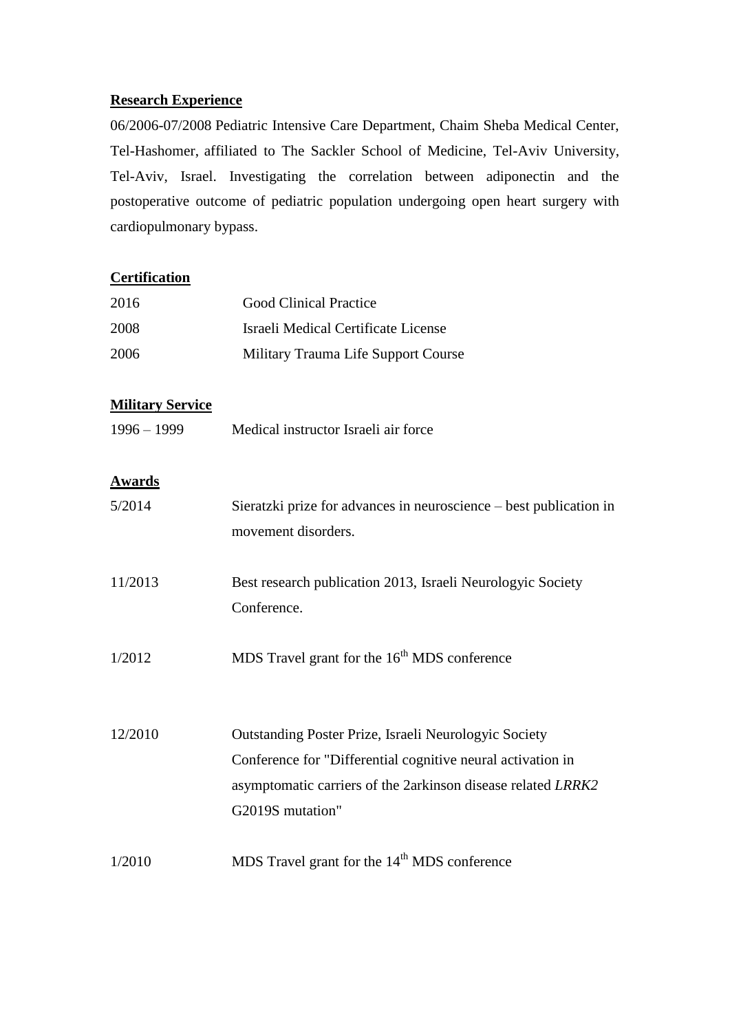**Research Experience**

06/2006-07/2008 Pediatric Intensive Care Department, Chaim Sheba Medical Center, Tel-Hashomer, affiliated to The Sackler School of Medicine, Tel-Aviv University, Tel-Aviv, Israel. Investigating the correlation between adiponectin and the postoperative outcome of pediatric population undergoing open heart surgery with cardiopulmonary bypass.

**Certification**

| | |
|---|---|
| 2016 | Good Clinical Practice |
| 2008 | Israeli Medical Certificate License |
| 2006 | Military Trauma Life Support Course |

**Military Service**

| | |
|---|---|
| 1996 – 1999 | Medical instructor Israeli air force |

**Awards**

| | |
|---|---|
| 5/2014 | Sieratzki prize for advances in neuroscience – best publication in movement disorders. |
| 11/2013 | Best research publication 2013, Israeli Neurologyic Society Conference. |
| 1/2012 | MDS Travel grant for the 16th MDS conference |
| 12/2010 | Outstanding Poster Prize, Israeli Neurologyic Society Conference for "Differential cognitive neural activation in asymptomatic carriers of the 2arkinson disease related *LRRK2* G2019S mutation" |
| 1/2010 | MDS Travel grant for the 14th MDS conference |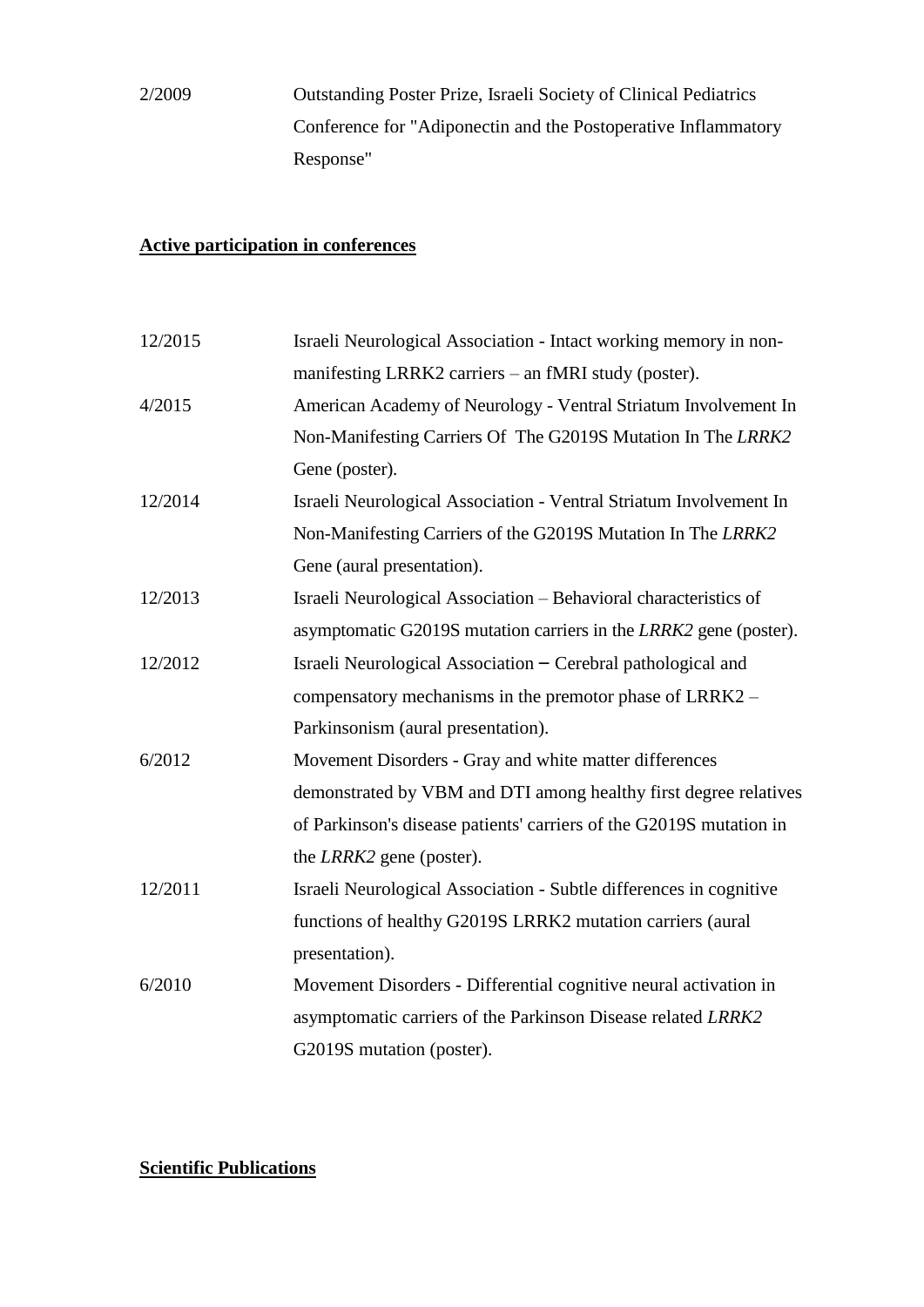2/2009 Outstanding Poster Prize, Israeli Society of Clinical Pediatrics Conference for "Adiponectin and the Postoperative Inflammatory Response"

**Active participation in conferences**

12/2015 Israeli Neurological Association - Intact working memory in non-manifesting LRRK2 carriers – an fMRI study (poster).

4/2015 American Academy of Neurology - Ventral Striatum Involvement In Non-Manifesting Carriers Of The G2019S Mutation In The *LRRK2* Gene (poster).

12/2014 Israeli Neurological Association - Ventral Striatum Involvement In Non-Manifesting Carriers of the G2019S Mutation In The *LRRK2* Gene (aural presentation).

12/2013 Israeli Neurological Association – Behavioral characteristics of asymptomatic G2019S mutation carriers in the *LRRK2* gene (poster).

12/2012 Israeli Neurological Association – Cerebral pathological and compensatory mechanisms in the premotor phase of LRRK2 – Parkinsonism (aural presentation).

6/2012 Movement Disorders - Gray and white matter differences demonstrated by VBM and DTI among healthy first degree relatives of Parkinson's disease patients' carriers of the G2019S mutation in the *LRRK2* gene (poster).

12/2011 Israeli Neurological Association - Subtle differences in cognitive functions of healthy G2019S LRRK2 mutation carriers (aural presentation).

6/2010 Movement Disorders - Differential cognitive neural activation in asymptomatic carriers of the Parkinson Disease related *LRRK2* G2019S mutation (poster).

**Scientific Publications**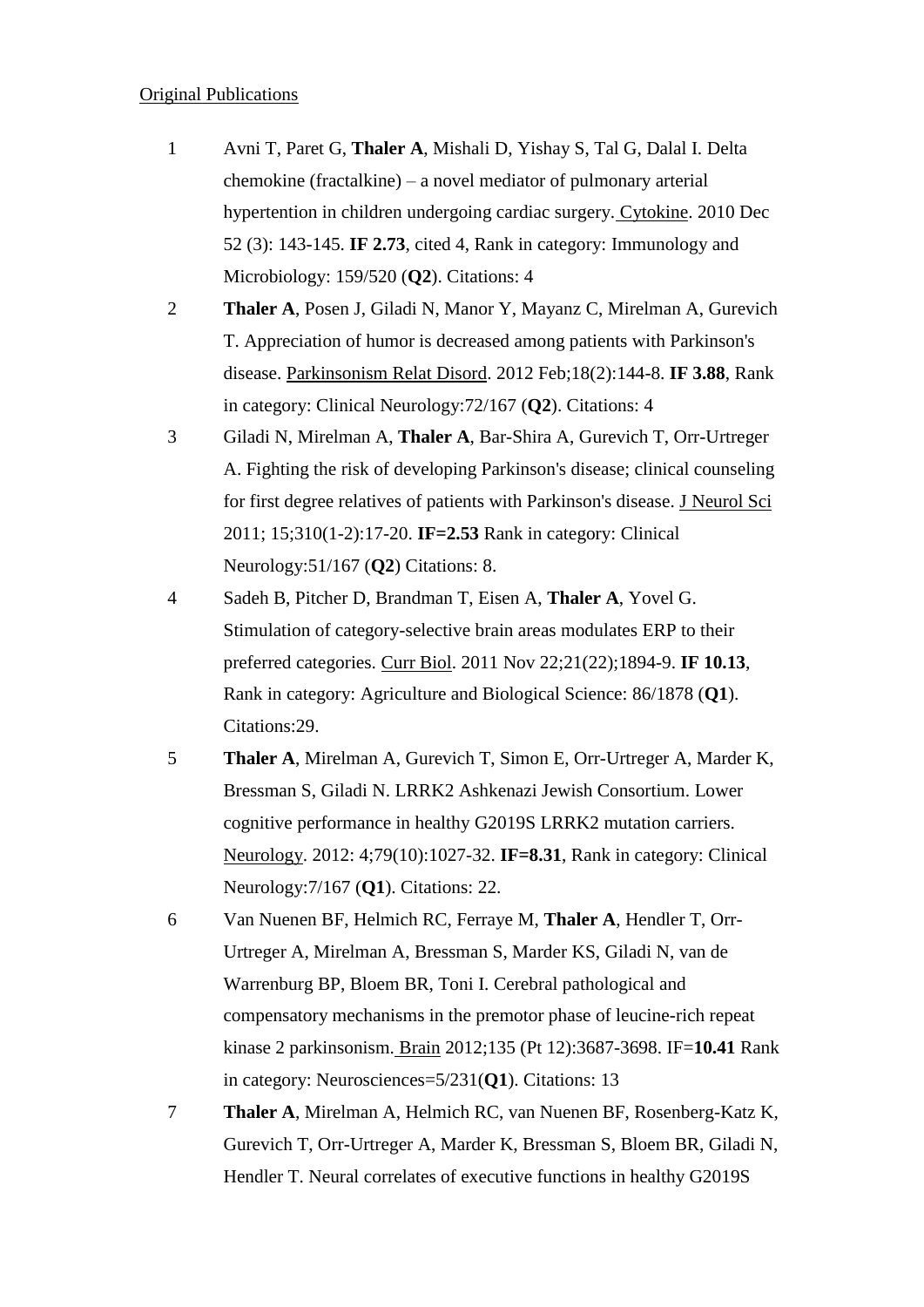Original Publications

1. Avni T, Paret G, **Thaler A**, Mishali D, Yishay S, Tal G, Dalal I. Delta chemokine (fractalkine) – a novel mediator of pulmonary arterial hypertention in children undergoing cardiac surgery. Cytokine. 2010 Dec 52 (3): 143-145. **IF 2.73**, cited 4, Rank in category: Immunology and Microbiology: 159/520 (**Q2**). Citations: 4
2. **Thaler A**, Posen J, Giladi N, Manor Y, Mayanz C, Mirelman A, Gurevich T. Appreciation of humor is decreased among patients with Parkinson's disease. Parkinsonism Relat Disord. 2012 Feb;18(2):144-8. **IF 3.88**, Rank in category: Clinical Neurology:72/167 (**Q2**). Citations: 4
3. Giladi N, Mirelman A, **Thaler A**, Bar-Shira A, Gurevich T, Orr-Urtreger A. Fighting the risk of developing Parkinson's disease; clinical counseling for first degree relatives of patients with Parkinson's disease. J Neurol Sci 2011; 15;310(1-2):17-20. **IF=2.53** Rank in category: Clinical Neurology:51/167 (**Q2**) Citations: 8.
4. Sadeh B, Pitcher D, Brandman T, Eisen A, **Thaler A**, Yovel G. Stimulation of category-selective brain areas modulates ERP to their preferred categories. Curr Biol. 2011 Nov 22;21(22);1894-9. **IF 10.13**, Rank in category: Agriculture and Biological Science: 86/1878 (**Q1**). Citations:29.
5. **Thaler A**, Mirelman A, Gurevich T, Simon E, Orr-Urtreger A, Marder K, Bressman S, Giladi N. LRRK2 Ashkenazi Jewish Consortium. Lower cognitive performance in healthy G2019S LRRK2 mutation carriers. Neurology. 2012: 4;79(10):1027-32. **IF=8.31**, Rank in category: Clinical Neurology:7/167 (**Q1**). Citations: 22.
6. Van Nuenen BF, Helmich RC, Ferraye M, **Thaler A**, Hendler T, Orr-Urtreger A, Mirelman A, Bressman S, Marder KS, Giladi N, van de Warrenburg BP, Bloem BR, Toni I. Cerebral pathological and compensatory mechanisms in the premotor phase of leucine-rich repeat kinase 2 parkinsonism. Brain 2012;135 (Pt 12):3687-3698. IF=**10.41** Rank in category: Neurosciences=5/231(**Q1**). Citations: 13
7. **Thaler A**, Mirelman A, Helmich RC, van Nuenen BF, Rosenberg-Katz K, Gurevich T, Orr-Urtreger A, Marder K, Bressman S, Bloem BR, Giladi N, Hendler T. Neural correlates of executive functions in healthy G2019S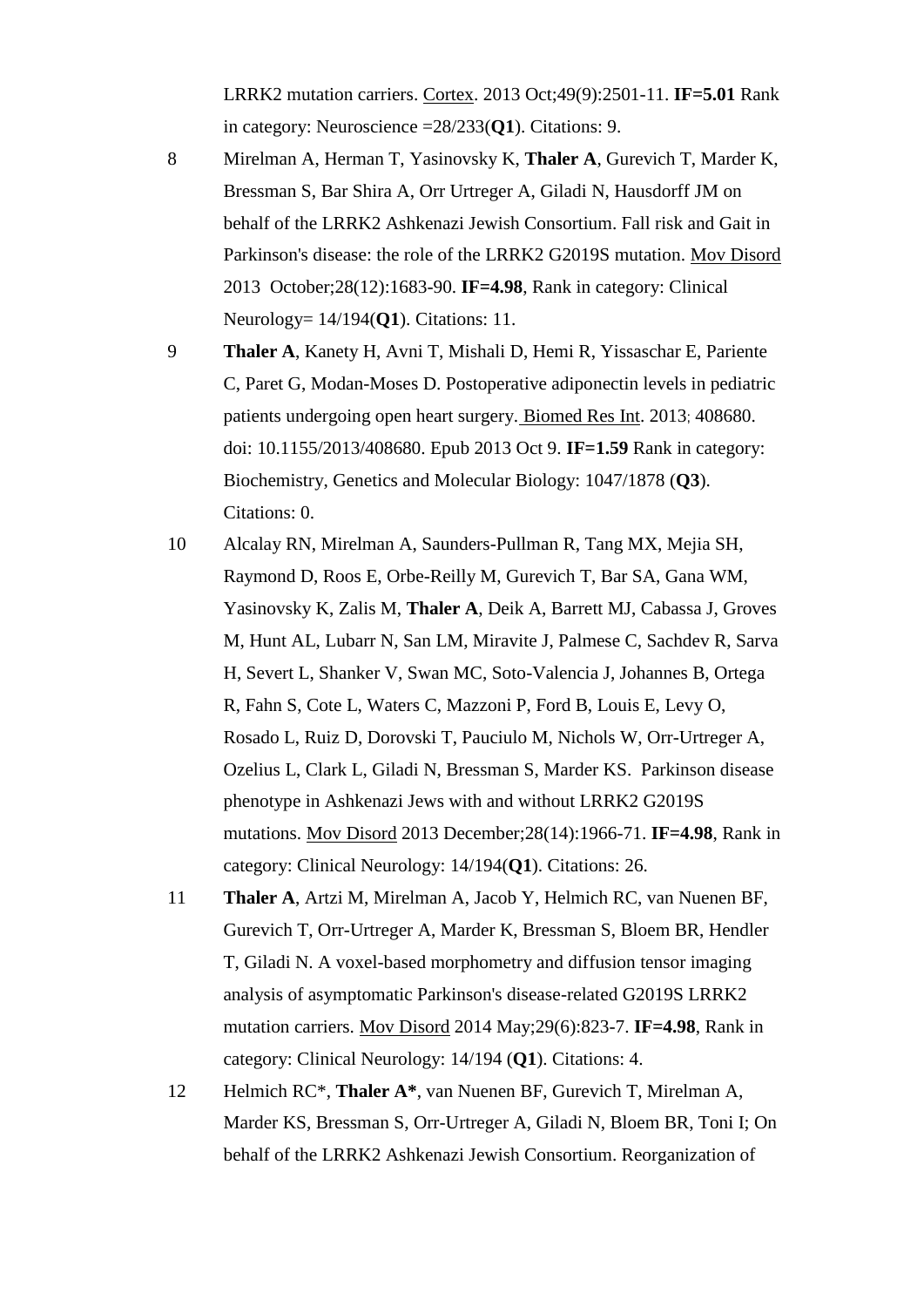LRRK2 mutation carriers. Cortex. 2013 Oct;49(9):2501-11. **IF=5.01** Rank in category: Neuroscience =28/233(**Q1**). Citations: 9.

8 Mirelman A, Herman T, Yasinovsky K, **Thaler A**, Gurevich T, Marder K, Bressman S, Bar Shira A, Orr Urtreger A, Giladi N, Hausdorff JM on behalf of the LRRK2 Ashkenazi Jewish Consortium. Fall risk and Gait in Parkinson's disease: the role of the LRRK2 G2019S mutation. Mov Disord 2013 October;28(12):1683-90. **IF=4.98**, Rank in category: Clinical Neurology= 14/194(**Q1**). Citations: 11.

9 **Thaler A**, Kanety H, Avni T, Mishali D, Hemi R, Yissaschar E, Pariente C, Paret G, Modan-Moses D. Postoperative adiponectin levels in pediatric patients undergoing open heart surgery. Biomed Res Int. 2013; 408680. doi: 10.1155/2013/408680. Epub 2013 Oct 9. **IF=1.59** Rank in category: Biochemistry, Genetics and Molecular Biology: 1047/1878 (**Q3**). Citations: 0.

10 Alcalay RN, Mirelman A, Saunders-Pullman R, Tang MX, Mejia SH, Raymond D, Roos E, Orbe-Reilly M, Gurevich T, Bar SA, Gana WM, Yasinovsky K, Zalis M, **Thaler A**, Deik A, Barrett MJ, Cabassa J, Groves M, Hunt AL, Lubarr N, San LM, Miravite J, Palmese C, Sachdev R, Sarva H, Severt L, Shanker V, Swan MC, Soto-Valencia J, Johannes B, Ortega R, Fahn S, Cote L, Waters C, Mazzoni P, Ford B, Louis E, Levy O, Rosado L, Ruiz D, Dorovski T, Pauciulo M, Nichols W, Orr-Urtreger A, Ozelius L, Clark L, Giladi N, Bressman S, Marder KS. Parkinson disease phenotype in Ashkenazi Jews with and without LRRK2 G2019S mutations. Mov Disord 2013 December;28(14):1966-71. **IF=4.98**, Rank in category: Clinical Neurology: 14/194(**Q1**). Citations: 26.

11 **Thaler A**, Artzi M, Mirelman A, Jacob Y, Helmich RC, van Nuenen BF, Gurevich T, Orr-Urtreger A, Marder K, Bressman S, Bloem BR, Hendler T, Giladi N. A voxel-based morphometry and diffusion tensor imaging analysis of asymptomatic Parkinson's disease-related G2019S LRRK2 mutation carriers. Mov Disord 2014 May;29(6):823-7. **IF=4.98**, Rank in category: Clinical Neurology: 14/194 (**Q1**). Citations: 4.

12 Helmich RC*, **Thaler A***, van Nuenen BF, Gurevich T, Mirelman A, Marder KS, Bressman S, Orr-Urtreger A, Giladi N, Bloem BR, Toni I; On behalf of the LRRK2 Ashkenazi Jewish Consortium. Reorganization of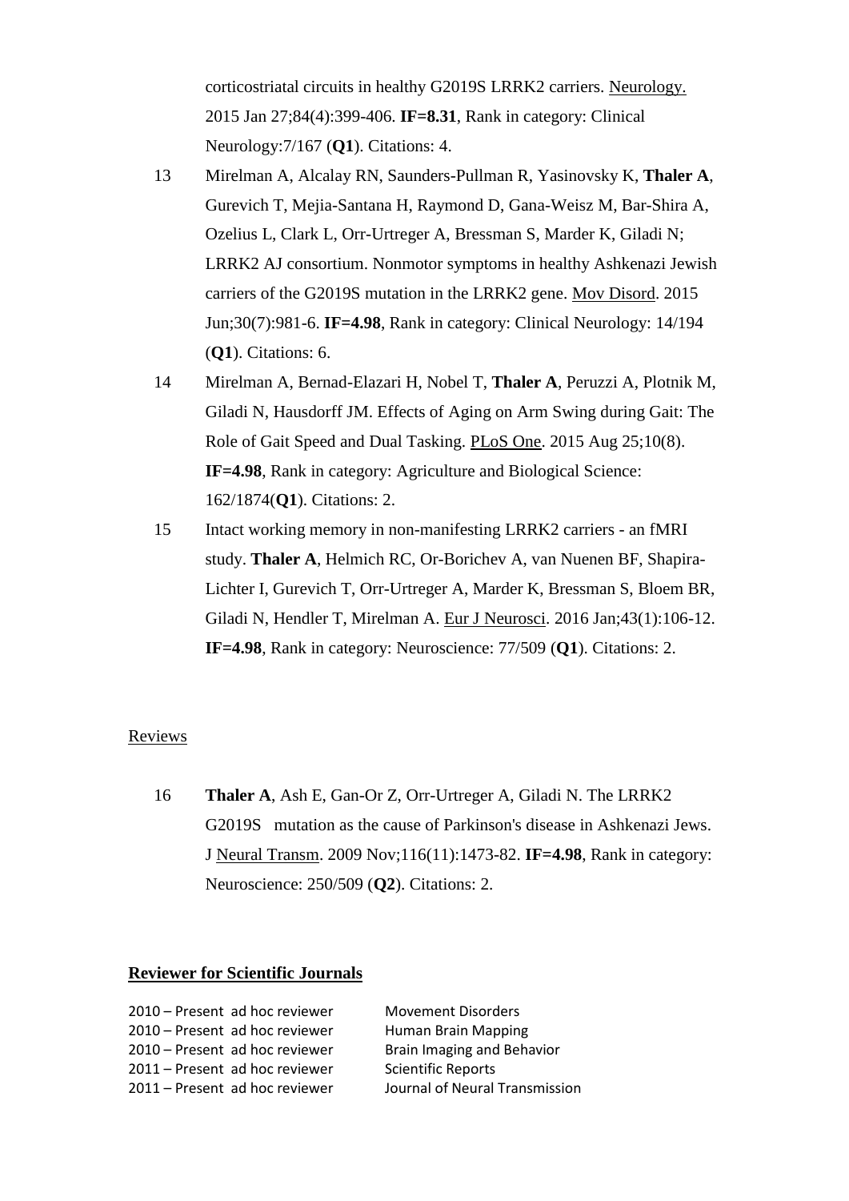corticostriatal circuits in healthy G2019S LRRK2 carriers. Neurology. 2015 Jan 27;84(4):399-406. **IF=8.31**, Rank in category: Clinical Neurology:7/167 (**Q1**). Citations: 4.

13 Mirelman A, Alcalay RN, Saunders-Pullman R, Yasinovsky K, **Thaler A**, Gurevich T, Mejia-Santana H, Raymond D, Gana-Weisz M, Bar-Shira A, Ozelius L, Clark L, Orr-Urtreger A, Bressman S, Marder K, Giladi N; LRRK2 AJ consortium. Nonmotor symptoms in healthy Ashkenazi Jewish carriers of the G2019S mutation in the LRRK2 gene. Mov Disord. 2015 Jun;30(7):981-6. **IF=4.98**, Rank in category: Clinical Neurology: 14/194 (**Q1**). Citations: 6.

14 Mirelman A, Bernad-Elazari H, Nobel T, **Thaler A**, Peruzzi A, Plotnik M, Giladi N, Hausdorff JM. Effects of Aging on Arm Swing during Gait: The Role of Gait Speed and Dual Tasking. PLoS One. 2015 Aug 25;10(8). **IF=4.98**, Rank in category: Agriculture and Biological Science: 162/1874(**Q1**). Citations: 2.

15 Intact working memory in non-manifesting LRRK2 carriers - an fMRI study. **Thaler A**, Helmich RC, Or-Borichev A, van Nuenen BF, Shapira-Lichter I, Gurevich T, Orr-Urtreger A, Marder K, Bressman S, Bloem BR, Giladi N, Hendler T, Mirelman A. Eur J Neurosci. 2016 Jan;43(1):106-12. **IF=4.98**, Rank in category: Neuroscience: 77/509 (**Q1**). Citations: 2.

Reviews

16 **Thaler A**, Ash E, Gan-Or Z, Orr-Urtreger A, Giladi N. The LRRK2 G2019S mutation as the cause of Parkinson's disease in Ashkenazi Jews. J Neural Transm. 2009 Nov;116(11):1473-82. **IF=4.98**, Rank in category: Neuroscience: 250/509 (**Q2**). Citations: 2.

**Reviewer for Scientific Journals**

2010 – Present ad hoc reviewer Movement Disorders
2010 – Present ad hoc reviewer Human Brain Mapping
2010 – Present ad hoc reviewer Brain Imaging and Behavior
2011 – Present ad hoc reviewer Scientific Reports
2011 – Present ad hoc reviewer Journal of Neural Transmission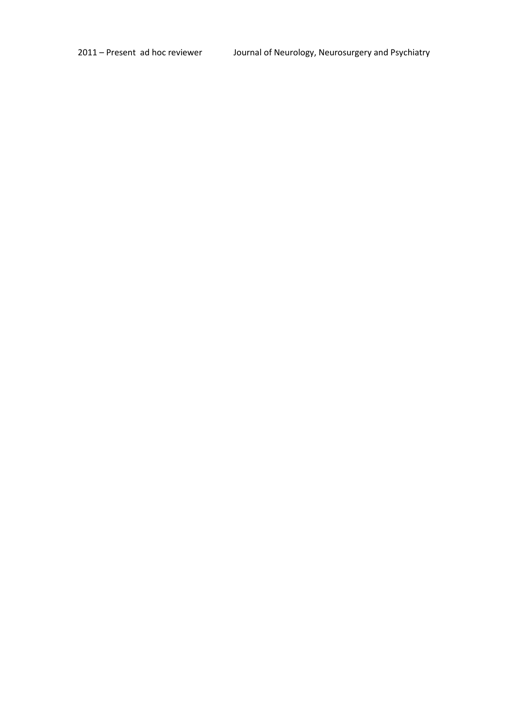2011 – Present ad hoc reviewer Journal of Neurology, Neurosurgery and Psychiatry